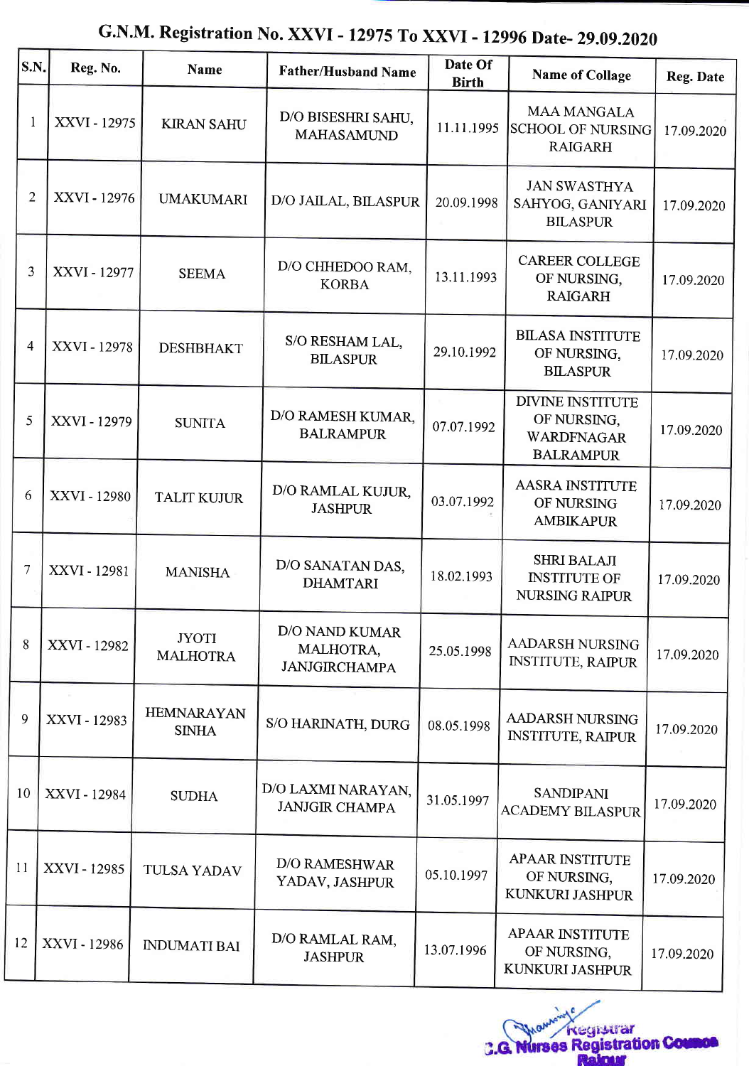# G.N.M. Registration No. XXVI - 12975 To XXVI - 12996 Date- 29.09.2020

| S.N. | Reg. No. | Name | Father/Husband Name | Date Of Birth | Name of Collage | Reg. Date |
|---|---|---|---|---|---|---|
| 1 | XXVI - 12975 | KIRAN SAHU | D/O BISESHRI SAHU, MAHASAMUND | 11.11.1995 | MAA MANGALA SCHOOL OF NURSING RAIGARH | 17.09.2020 |
| 2 | XXVI - 12976 | UMAKUMARI | D/O JAILAL, BILASPUR | 20.09.1998 | JAN SWASTHYA SAHYOG, GANIYARI BILASPUR | 17.09.2020 |
| 3 | XXVI - 12977 | SEEMA | D/O CHHEDOO RAM, KORBA | 13.11.1993 | CAREER COLLEGE OF NURSING, RAIGARH | 17.09.2020 |
| 4 | XXVI - 12978 | DESHBHAKT | S/O RESHAM LAL, BILASPUR | 29.10.1992 | BILASA INSTITUTE OF NURSING, BILASPUR | 17.09.2020 |
| 5 | XXVI - 12979 | SUNITA | D/O RAMESH KUMAR, BALRAMPUR | 07.07.1992 | DIVINE INSTITUTE OF NURSING, WARDFNAGAR BALRAMPUR | 17.09.2020 |
| 6 | XXVI - 12980 | TALIT KUJUR | D/O RAMLAL KUJUR, JASHPUR | 03.07.1992 | AASRA INSTITUTE OF NURSING AMBIKAPUR | 17.09.2020 |
| 7 | XXVI - 12981 | MANISHA | D/O SANATAN DAS, DHAMTARI | 18.02.1993 | SHRI BALAJI INSTITUTE OF NURSING RAIPUR | 17.09.2020 |
| 8 | XXVI - 12982 | JYOTI MALHOTRA | D/O NAND KUMAR MALHOTRA, JANJGIRCHAMPA | 25.05.1998 | AADARSH NURSING INSTITUTE, RAIPUR | 17.09.2020 |
| 9 | XXVI - 12983 | HEMNARAYAN SINHA | S/O HARINATH, DURG | 08.05.1998 | AADARSH NURSING INSTITUTE, RAIPUR | 17.09.2020 |
| 10 | XXVI - 12984 | SUDHA | D/O LAXMI NARAYAN, JANJGIR CHAMPA | 31.05.1997 | SANDIPANI ACADEMY BILASPUR | 17.09.2020 |
| 11 | XXVI - 12985 | TULSA YADAV | D/O RAMESHWAR YADAV, JASHPUR | 05.10.1997 | APAAR INSTITUTE OF NURSING, KUNKURI JASHPUR | 17.09.2020 |
| 12 | XXVI - 12986 | INDUMATI BAI | D/O RAMLAL RAM, JASHPUR | 13.07.1996 | APAAR INSTITUTE OF NURSING, KUNKURI JASHPUR | 17.09.2020 |

Registrar
C.G. Nurses Registration Council
Raipur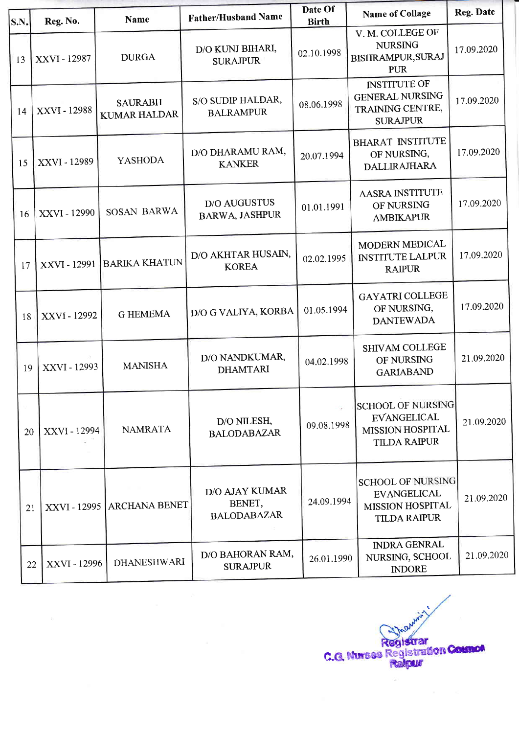| S.N. | Reg. No. | Name | Father/Husband Name | Date Of Birth | Name of Collage | Reg. Date |
|---|---|---|---|---|---|---|
| 13 | XXVI - 12987 | DURGA | D/O KUNJ BIHARI, SURAJPUR | 02.10.1998 | V. M. COLLEGE OF NURSING BISHRAMPUR,SURAJ PUR | 17.09.2020 |
| 14 | XXVI - 12988 | SAURABH KUMAR HALDAR | S/O SUDIP HALDAR, BALRAMPUR | 08.06.1998 | INSTITUTE OF GENERAL NURSING TRAINING CENTRE, SURAJPUR | 17.09.2020 |
| 15 | XXVI - 12989 | YASHODA | D/O DHARAMU RAM, KANKER | 20.07.1994 | BHARAT INSTITUTE OF NURSING, DALLIRAJHARA | 17.09.2020 |
| 16 | XXVI - 12990 | SOSAN BARWA | D/O AUGUSTUS BARWA, JASHPUR | 01.01.1991 | AASRA INSTITUTE OF NURSING AMBIKAPUR | 17.09.2020 |
| 17 | XXVI - 12991 | BARIKA KHATUN | D/O AKHTAR HUSAIN, KOREA | 02.02.1995 | MODERN MEDICAL INSTITUTE LALPUR RAIPUR | 17.09.2020 |
| 18 | XXVI - 12992 | G HEMEMA | D/O G VALIYA, KORBA | 01.05.1994 | GAYATRI COLLEGE OF NURSING, DANTEWADA | 17.09.2020 |
| 19 | XXVI - 12993 | MANISHA | D/O NANDKUMAR, DHAMTARI | 04.02.1998 | SHIVAM COLLEGE OF NURSING GARIABAND | 21.09.2020 |
| 20 | XXVI - 12994 | NAMRATA | D/O NILESH, BALODABAZAR | 09.08.1998 | SCHOOL OF NURSING EVANGELICAL MISSION HOSPITAL TILDA RAIPUR | 21.09.2020 |
| 21 | XXVI - 12995 | ARCHANA BENET | D/O AJAY KUMAR BENET, BALODABAZAR | 24.09.1994 | SCHOOL OF NURSING EVANGELICAL MISSION HOSPITAL TILDA RAIPUR | 21.09.2020 |
| 22 | XXVI - 12996 | DHANESHWARI | D/O BAHORAN RAM, SURAJPUR | 26.01.1990 | INDRA GENRAL NURSING, SCHOOL INDORE | 21.09.2020 |

Registrar
C.G. Nurses Registration Council
Raipur